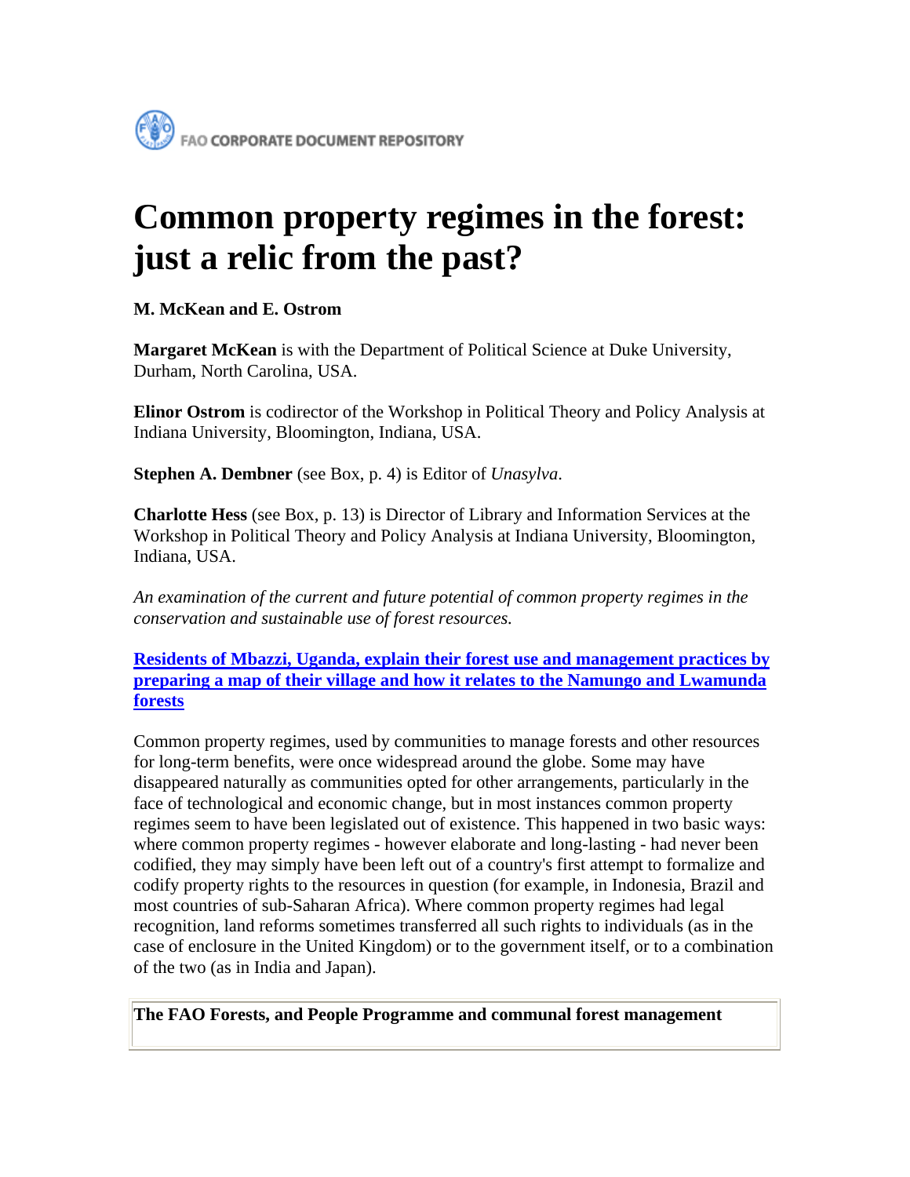FAO CORPORATE DOCUMENT REPOSITORY

# Common property regimes in the forest: just a relic from the past?

**M. McKean and E. Ostrom**

**Margaret McKean** is with the Department of Political Science at Duke University, Durham, North Carolina, USA.

**Elinor Ostrom** is codirector of the Workshop in Political Theory and Policy Analysis at Indiana University, Bloomington, Indiana, USA.

**Stephen A. Dembner** (see Box, p. 4) is Editor of *Unasylva*.

**Charlotte Hess** (see Box, p. 13) is Director of Library and Information Services at the Workshop in Political Theory and Policy Analysis at Indiana University, Bloomington, Indiana, USA.

*An examination of the current and future potential of common property regimes in the conservation and sustainable use of forest resources.*

**Residents of Mbazzi, Uganda, explain their forest use and management practices by preparing a map of their village and how it relates to the Namungo and Lwamunda forests**

Common property regimes, used by communities to manage forests and other resources for long-term benefits, were once widespread around the globe. Some may have disappeared naturally as communities opted for other arrangements, particularly in the face of technological and economic change, but in most instances common property regimes seem to have been legislated out of existence. This happened in two basic ways: where common property regimes - however elaborate and long-lasting - had never been codified, they may simply have been left out of a country's first attempt to formalize and codify property rights to the resources in question (for example, in Indonesia, Brazil and most countries of sub-Saharan Africa). Where common property regimes had legal recognition, land reforms sometimes transferred all such rights to individuals (as in the case of enclosure in the United Kingdom) or to the government itself, or to a combination of the two (as in India and Japan).

**The FAO Forests, and People Programme and communal forest management**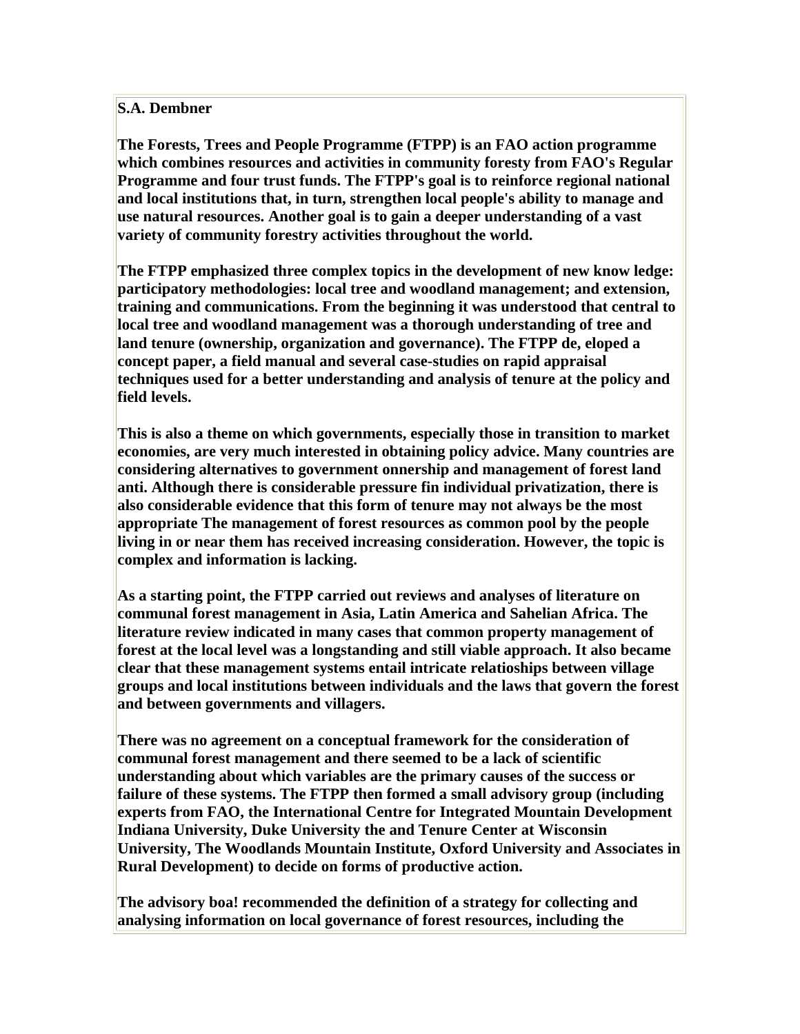**S.A. Dembner**

**The Forests, Trees and People Programme (FTPP) is an FAO action programme which combines resources and activities in community foresty from FAO's Regular Programme and four trust funds. The FTPP's goal is to reinforce regional national and local institutions that, in turn, strengthen local people's ability to manage and use natural resources. Another goal is to gain a deeper understanding of a vast variety of community forestry activities throughout the world.**

**The FTPP emphasized three complex topics in the development of new know ledge: participatory methodologies: local tree and woodland management; and extension, training and communications. From the beginning it was understood that central to local tree and woodland management was a thorough understanding of tree and land tenure (ownership, organization and governance). The FTPP de, eloped a concept paper, a field manual and several case-studies on rapid appraisal techniques used for a better understanding and analysis of tenure at the policy and field levels.**

**This is also a theme on which governments, especially those in transition to market economies, are very much interested in obtaining policy advice. Many countries are considering alternatives to government onnership and management of forest land anti. Although there is considerable pressure fin individual privatization, there is also considerable evidence that this form of tenure may not always be the most appropriate The management of forest resources as common pool by the people living in or near them has received increasing consideration. However, the topic is complex and information is lacking.**

**As a starting point, the FTPP carried out reviews and analyses of literature on communal forest management in Asia, Latin America and Sahelian Africa. The literature review indicated in many cases that common property management of forest at the local level was a longstanding and still viable approach. It also became clear that these management systems entail intricate relatioships between village groups and local institutions between individuals and the laws that govern the forest and between governments and villagers.**

**There was no agreement on a conceptual framework for the consideration of communal forest management and there seemed to be a lack of scientific understanding about which variables are the primary causes of the success or failure of these systems. The FTPP then formed a small advisory group (including experts from FAO, the International Centre for Integrated Mountain Development Indiana University, Duke University the and Tenure Center at Wisconsin University, The Woodlands Mountain Institute, Oxford University and Associates in Rural Development) to decide on forms of productive action.**

**The advisory boa! recommended the definition of a strategy for collecting and analysing information on local governance of forest resources, including the**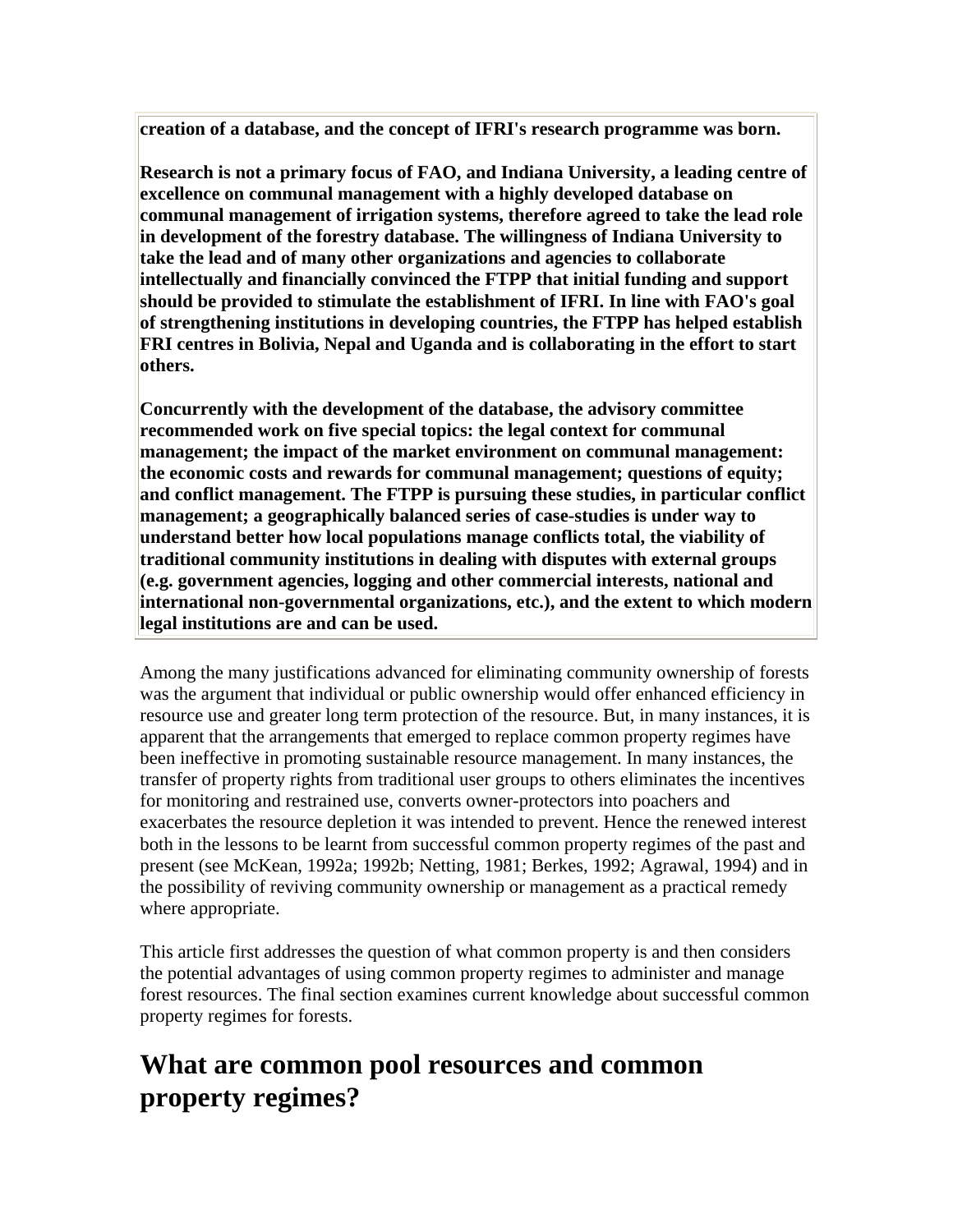**creation of a database, and the concept of IFRI's research programme was born.**

**Research is not a primary focus of FAO, and Indiana University, a leading centre of excellence on communal management with a highly developed database on communal management of irrigation systems, therefore agreed to take the lead role in development of the forestry database. The willingness of Indiana University to take the lead and of many other organizations and agencies to collaborate intellectually and financially convinced the FTPP that initial funding and support should be provided to stimulate the establishment of IFRI. In line with FAO's goal of strengthening institutions in developing countries, the FTPP has helped establish FRI centres in Bolivia, Nepal and Uganda and is collaborating in the effort to start others.**

**Concurrently with the development of the database, the advisory committee recommended work on five special topics: the legal context for communal management; the impact of the market environment on communal management: the economic costs and rewards for communal management; questions of equity; and conflict management. The FTPP is pursuing these studies, in particular conflict management; a geographically balanced series of case-studies is under way to understand better how local populations manage conflicts total, the viability of traditional community institutions in dealing with disputes with external groups (e.g. government agencies, logging and other commercial interests, national and international non-governmental organizations, etc.), and the extent to which modern legal institutions are and can be used.**

Among the many justifications advanced for eliminating community ownership of forests was the argument that individual or public ownership would offer enhanced efficiency in resource use and greater long term protection of the resource. But, in many instances, it is apparent that the arrangements that emerged to replace common property regimes have been ineffective in promoting sustainable resource management. In many instances, the transfer of property rights from traditional user groups to others eliminates the incentives for monitoring and restrained use, converts owner-protectors into poachers and exacerbates the resource depletion it was intended to prevent. Hence the renewed interest both in the lessons to be learnt from successful common property regimes of the past and present (see McKean, 1992a; 1992b; Netting, 1981; Berkes, 1992; Agrawal, 1994) and in the possibility of reviving community ownership or management as a practical remedy where appropriate.

This article first addresses the question of what common property is and then considers the potential advantages of using common property regimes to administer and manage forest resources. The final section examines current knowledge about successful common property regimes for forests.

## What are common pool resources and common property regimes?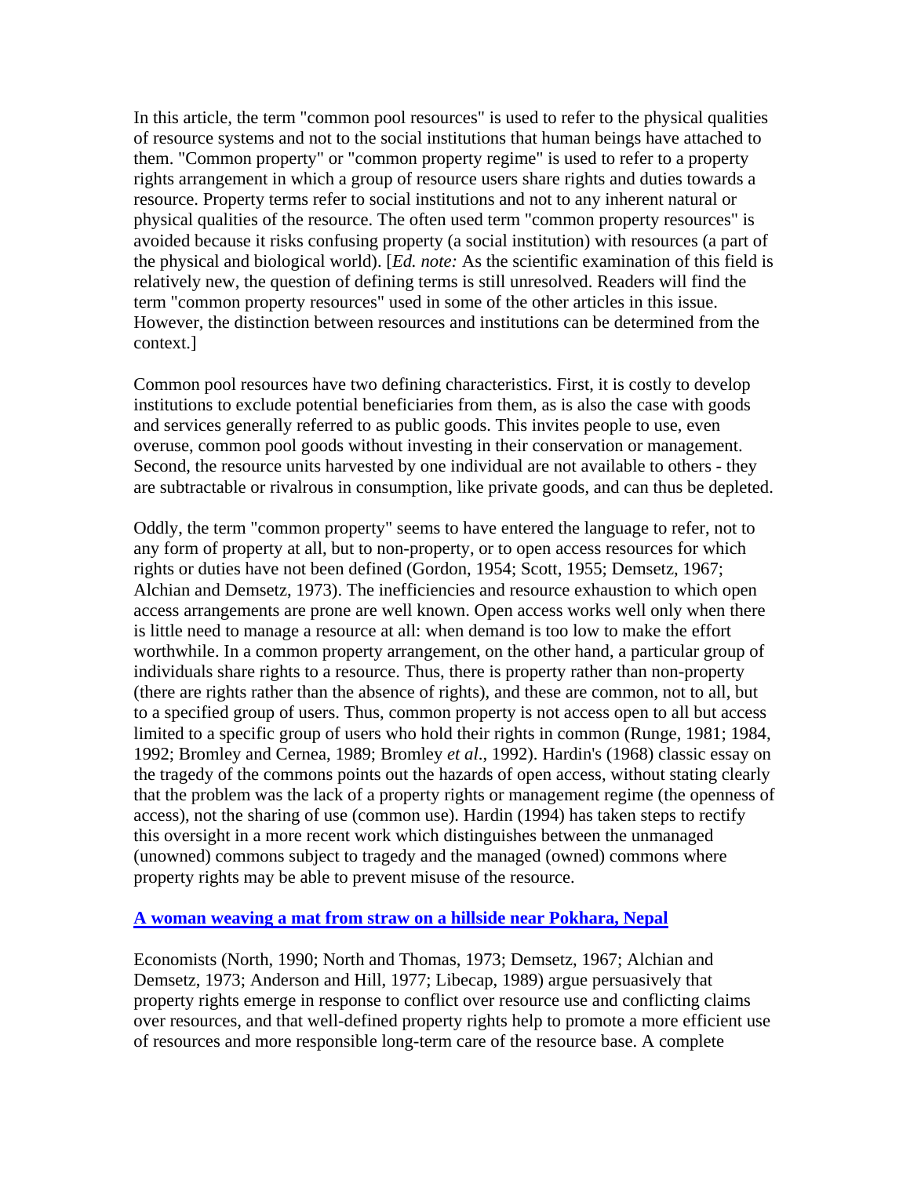In this article, the term "common pool resources" is used to refer to the physical qualities of resource systems and not to the social institutions that human beings have attached to them. "Common property" or "common property regime" is used to refer to a property rights arrangement in which a group of resource users share rights and duties towards a resource. Property terms refer to social institutions and not to any inherent natural or physical qualities of the resource. The often used term "common property resources" is avoided because it risks confusing property (a social institution) with resources (a part of the physical and biological world). [*Ed. note:* As the scientific examination of this field is relatively new, the question of defining terms is still unresolved. Readers will find the term "common property resources" used in some of the other articles in this issue. However, the distinction between resources and institutions can be determined from the context.]

Common pool resources have two defining characteristics. First, it is costly to develop institutions to exclude potential beneficiaries from them, as is also the case with goods and services generally referred to as public goods. This invites people to use, even overuse, common pool goods without investing in their conservation or management. Second, the resource units harvested by one individual are not available to others - they are subtractable or rivalrous in consumption, like private goods, and can thus be depleted.

Oddly, the term "common property" seems to have entered the language to refer, not to any form of property at all, but to non-property, or to open access resources for which rights or duties have not been defined (Gordon, 1954; Scott, 1955; Demsetz, 1967; Alchian and Demsetz, 1973). The inefficiencies and resource exhaustion to which open access arrangements are prone are well known. Open access works well only when there is little need to manage a resource at all: when demand is too low to make the effort worthwhile. In a common property arrangement, on the other hand, a particular group of individuals share rights to a resource. Thus, there is property rather than non-property (there are rights rather than the absence of rights), and these are common, not to all, but to a specified group of users. Thus, common property is not access open to all but access limited to a specific group of users who hold their rights in common (Runge, 1981; 1984, 1992; Bromley and Cernea, 1989; Bromley *et al*., 1992). Hardin's (1968) classic essay on the tragedy of the commons points out the hazards of open access, without stating clearly that the problem was the lack of a property rights or management regime (the openness of access), not the sharing of use (common use). Hardin (1994) has taken steps to rectify this oversight in a more recent work which distinguishes between the unmanaged (unowned) commons subject to tragedy and the managed (owned) commons where property rights may be able to prevent misuse of the resource.

**A woman weaving a mat from straw on a hillside near Pokhara, Nepal**

Economists (North, 1990; North and Thomas, 1973; Demsetz, 1967; Alchian and Demsetz, 1973; Anderson and Hill, 1977; Libecap, 1989) argue persuasively that property rights emerge in response to conflict over resource use and conflicting claims over resources, and that well-defined property rights help to promote a more efficient use of resources and more responsible long-term care of the resource base. A complete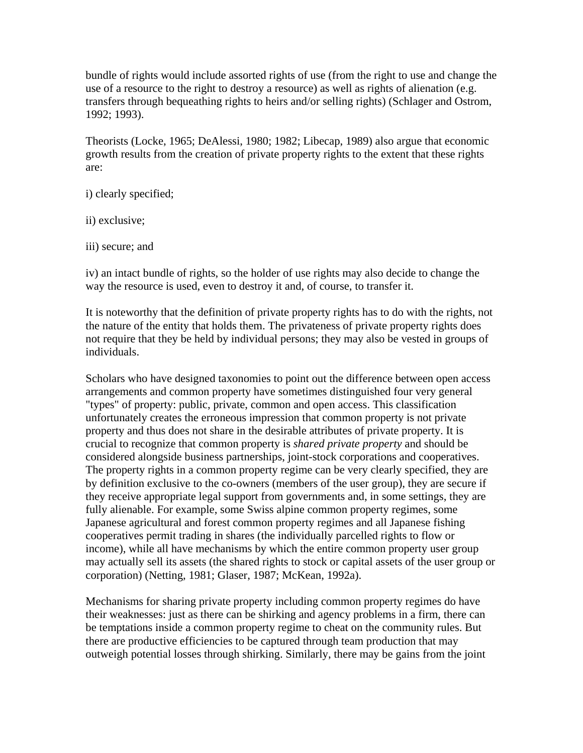bundle of rights would include assorted rights of use (from the right to use and change the use of a resource to the right to destroy a resource) as well as rights of alienation (e.g. transfers through bequeathing rights to heirs and/or selling rights) (Schlager and Ostrom, 1992; 1993).

Theorists (Locke, 1965; DeAlessi, 1980; 1982; Libecap, 1989) also argue that economic growth results from the creation of private property rights to the extent that these rights are:

i) clearly specified;

ii) exclusive;

iii) secure; and

iv) an intact bundle of rights, so the holder of use rights may also decide to change the way the resource is used, even to destroy it and, of course, to transfer it.

It is noteworthy that the definition of private property rights has to do with the rights, not the nature of the entity that holds them. The privateness of private property rights does not require that they be held by individual persons; they may also be vested in groups of individuals.

Scholars who have designed taxonomies to point out the difference between open access arrangements and common property have sometimes distinguished four very general "types" of property: public, private, common and open access. This classification unfortunately creates the erroneous impression that common property is not private property and thus does not share in the desirable attributes of private property. It is crucial to recognize that common property is *shared private property* and should be considered alongside business partnerships, joint-stock corporations and cooperatives. The property rights in a common property regime can be very clearly specified, they are by definition exclusive to the co-owners (members of the user group), they are secure if they receive appropriate legal support from governments and, in some settings, they are fully alienable. For example, some Swiss alpine common property regimes, some Japanese agricultural and forest common property regimes and all Japanese fishing cooperatives permit trading in shares (the individually parcelled rights to flow or income), while all have mechanisms by which the entire common property user group may actually sell its assets (the shared rights to stock or capital assets of the user group or corporation) (Netting, 1981; Glaser, 1987; McKean, 1992a).

Mechanisms for sharing private property including common property regimes do have their weaknesses: just as there can be shirking and agency problems in a firm, there can be temptations inside a common property regime to cheat on the community rules. But there are productive efficiencies to be captured through team production that may outweigh potential losses through shirking. Similarly, there may be gains from the joint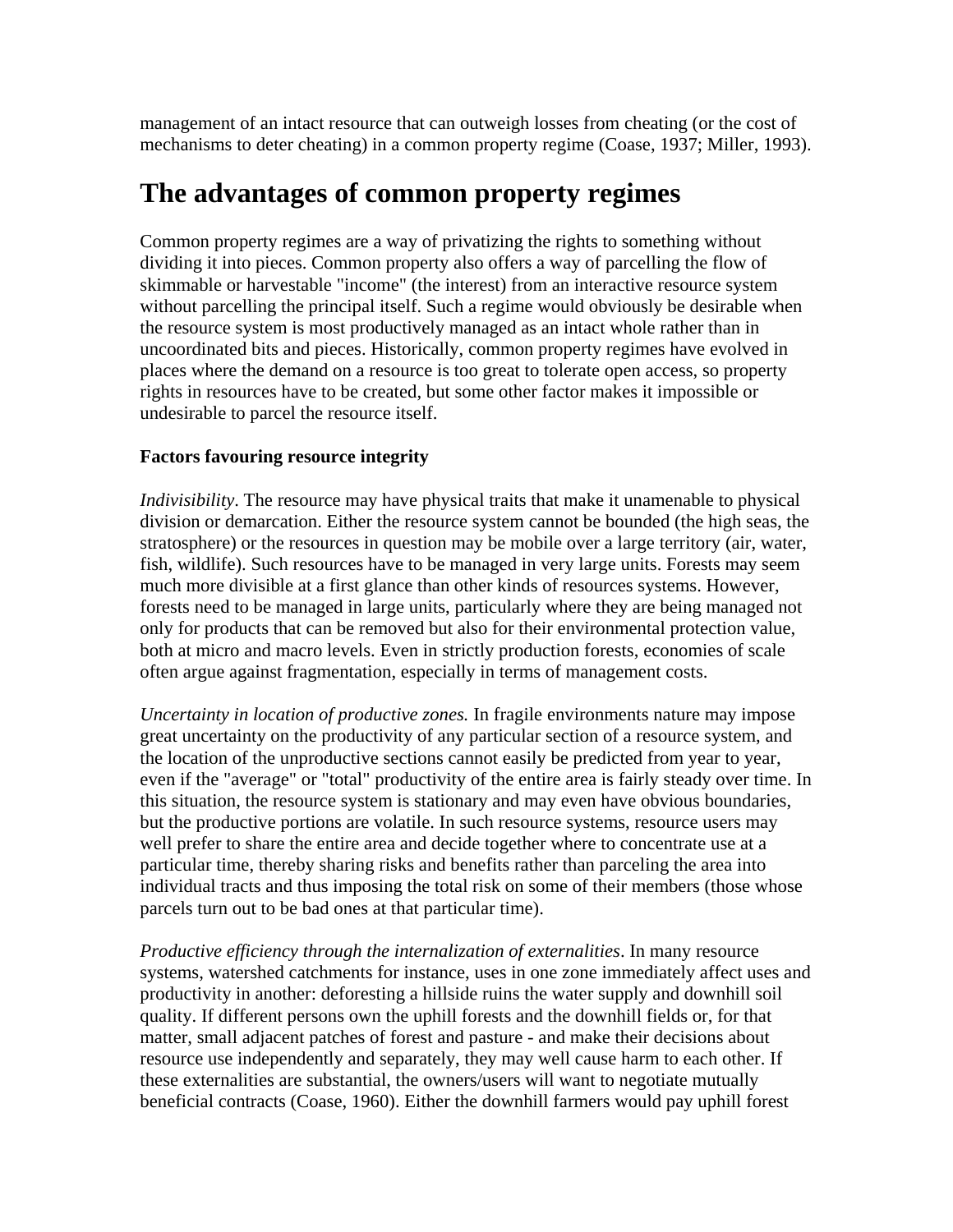management of an intact resource that can outweigh losses from cheating (or the cost of mechanisms to deter cheating) in a common property regime (Coase, 1937; Miller, 1993).

# The advantages of common property regimes

Common property regimes are a way of privatizing the rights to something without dividing it into pieces. Common property also offers a way of parcelling the flow of skimmable or harvestable "income" (the interest) from an interactive resource system without parcelling the principal itself. Such a regime would obviously be desirable when the resource system is most productively managed as an intact whole rather than in uncoordinated bits and pieces. Historically, common property regimes have evolved in places where the demand on a resource is too great to tolerate open access, so property rights in resources have to be created, but some other factor makes it impossible or undesirable to parcel the resource itself.

**Factors favouring resource integrity**

*Indivisibility*. The resource may have physical traits that make it unamenable to physical division or demarcation. Either the resource system cannot be bounded (the high seas, the stratosphere) or the resources in question may be mobile over a large territory (air, water, fish, wildlife). Such resources have to be managed in very large units. Forests may seem much more divisible at a first glance than other kinds of resources systems. However, forests need to be managed in large units, particularly where they are being managed not only for products that can be removed but also for their environmental protection value, both at micro and macro levels. Even in strictly production forests, economies of scale often argue against fragmentation, especially in terms of management costs.

*Uncertainty in location of productive zones.* In fragile environments nature may impose great uncertainty on the productivity of any particular section of a resource system, and the location of the unproductive sections cannot easily be predicted from year to year, even if the "average" or "total" productivity of the entire area is fairly steady over time. In this situation, the resource system is stationary and may even have obvious boundaries, but the productive portions are volatile. In such resource systems, resource users may well prefer to share the entire area and decide together where to concentrate use at a particular time, thereby sharing risks and benefits rather than parceling the area into individual tracts and thus imposing the total risk on some of their members (those whose parcels turn out to be bad ones at that particular time).

*Productive efficiency through the internalization of externalities*. In many resource systems, watershed catchments for instance, uses in one zone immediately affect uses and productivity in another: deforesting a hillside ruins the water supply and downhill soil quality. If different persons own the uphill forests and the downhill fields or, for that matter, small adjacent patches of forest and pasture - and make their decisions about resource use independently and separately, they may well cause harm to each other. If these externalities are substantial, the owners/users will want to negotiate mutually beneficial contracts (Coase, 1960). Either the downhill farmers would pay uphill forest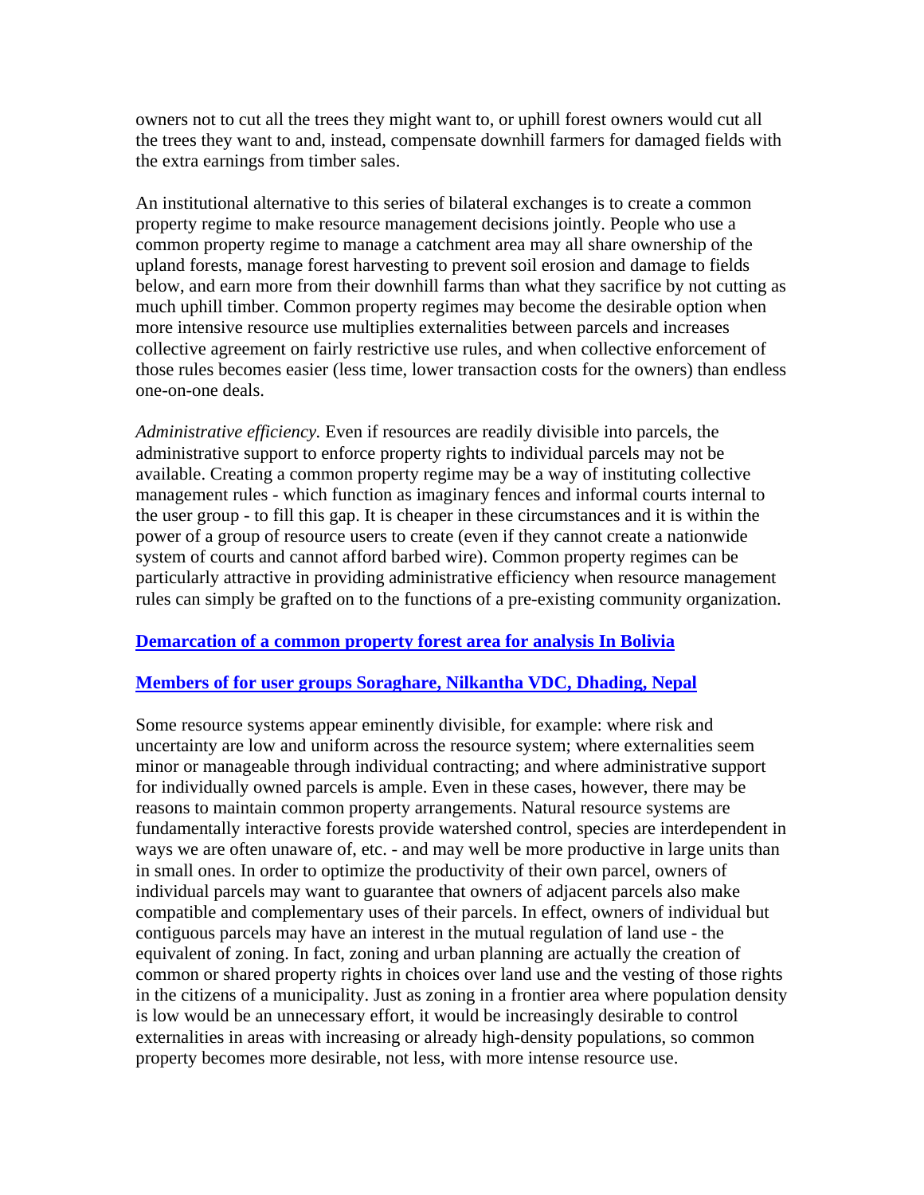owners not to cut all the trees they might want to, or uphill forest owners would cut all the trees they want to and, instead, compensate downhill farmers for damaged fields with the extra earnings from timber sales.

An institutional alternative to this series of bilateral exchanges is to create a common property regime to make resource management decisions jointly. People who use a common property regime to manage a catchment area may all share ownership of the upland forests, manage forest harvesting to prevent soil erosion and damage to fields below, and earn more from their downhill farms than what they sacrifice by not cutting as much uphill timber. Common property regimes may become the desirable option when more intensive resource use multiplies externalities between parcels and increases collective agreement on fairly restrictive use rules, and when collective enforcement of those rules becomes easier (less time, lower transaction costs for the owners) than endless one-on-one deals.

*Administrative efficiency.* Even if resources are readily divisible into parcels, the administrative support to enforce property rights to individual parcels may not be available. Creating a common property regime may be a way of instituting collective management rules - which function as imaginary fences and informal courts internal to the user group - to fill this gap. It is cheaper in these circumstances and it is within the power of a group of resource users to create (even if they cannot create a nationwide system of courts and cannot afford barbed wire). Common property regimes can be particularly attractive in providing administrative efficiency when resource management rules can simply be grafted on to the functions of a pre-existing community organization.

**Demarcation of a common property forest area for analysis In Bolivia**

**Members of for user groups Soraghare, Nilkantha VDC, Dhading, Nepal**

Some resource systems appear eminently divisible, for example: where risk and uncertainty are low and uniform across the resource system; where externalities seem minor or manageable through individual contracting; and where administrative support for individually owned parcels is ample. Even in these cases, however, there may be reasons to maintain common property arrangements. Natural resource systems are fundamentally interactive forests provide watershed control, species are interdependent in ways we are often unaware of, etc. - and may well be more productive in large units than in small ones. In order to optimize the productivity of their own parcel, owners of individual parcels may want to guarantee that owners of adjacent parcels also make compatible and complementary uses of their parcels. In effect, owners of individual but contiguous parcels may have an interest in the mutual regulation of land use - the equivalent of zoning. In fact, zoning and urban planning are actually the creation of common or shared property rights in choices over land use and the vesting of those rights in the citizens of a municipality. Just as zoning in a frontier area where population density is low would be an unnecessary effort, it would be increasingly desirable to control externalities in areas with increasing or already high-density populations, so common property becomes more desirable, not less, with more intense resource use.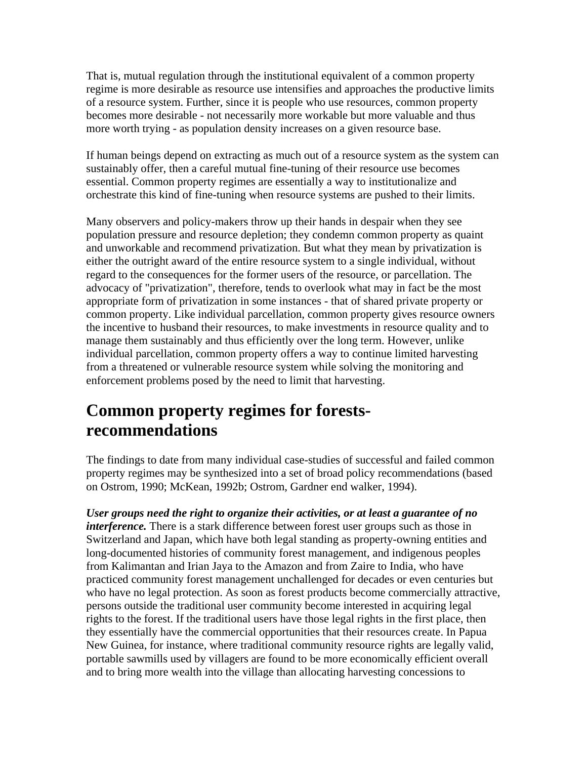That is, mutual regulation through the institutional equivalent of a common property regime is more desirable as resource use intensifies and approaches the productive limits of a resource system. Further, since it is people who use resources, common property becomes more desirable - not necessarily more workable but more valuable and thus more worth trying - as population density increases on a given resource base.

If human beings depend on extracting as much out of a resource system as the system can sustainably offer, then a careful mutual fine-tuning of their resource use becomes essential. Common property regimes are essentially a way to institutionalize and orchestrate this kind of fine-tuning when resource systems are pushed to their limits.

Many observers and policy-makers throw up their hands in despair when they see population pressure and resource depletion; they condemn common property as quaint and unworkable and recommend privatization. But what they mean by privatization is either the outright award of the entire resource system to a single individual, without regard to the consequences for the former users of the resource, or parcellation. The advocacy of "privatization", therefore, tends to overlook what may in fact be the most appropriate form of privatization in some instances - that of shared private property or common property. Like individual parcellation, common property gives resource owners the incentive to husband their resources, to make investments in resource quality and to manage them sustainably and thus efficiently over the long term. However, unlike individual parcellation, common property offers a way to continue limited harvesting from a threatened or vulnerable resource system while solving the monitoring and enforcement problems posed by the need to limit that harvesting.

## Common property regimes for forests-recommendations

The findings to date from many individual case-studies of successful and failed common property regimes may be synthesized into a set of broad policy recommendations (based on Ostrom, 1990; McKean, 1992b; Ostrom, Gardner end walker, 1994).

***User groups need the right to organize their activities, or at least a guarantee of no interference.*** There is a stark difference between forest user groups such as those in Switzerland and Japan, which have both legal standing as property-owning entities and long-documented histories of community forest management, and indigenous peoples from Kalimantan and Irian Jaya to the Amazon and from Zaire to India, who have practiced community forest management unchallenged for decades or even centuries but who have no legal protection. As soon as forest products become commercially attractive, persons outside the traditional user community become interested in acquiring legal rights to the forest. If the traditional users have those legal rights in the first place, then they essentially have the commercial opportunities that their resources create. In Papua New Guinea, for instance, where traditional community resource rights are legally valid, portable sawmills used by villagers are found to be more economically efficient overall and to bring more wealth into the village than allocating harvesting concessions to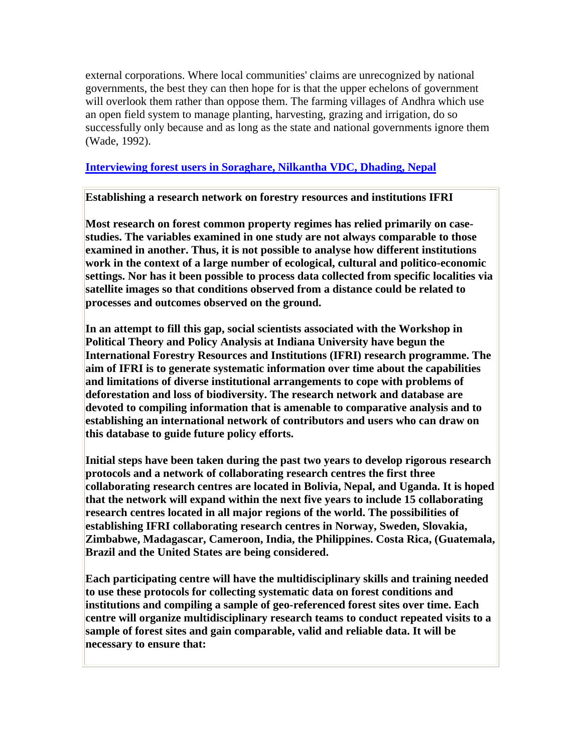external corporations. Where local communities' claims are unrecognized by national governments, the best they can then hope for is that the upper echelons of government will overlook them rather than oppose them. The farming villages of Andhra which use an open field system to manage planting, harvesting, grazing and irrigation, do so successfully only because and as long as the state and national governments ignore them (Wade, 1992).

**Interviewing forest users in Soraghare, Nilkantha VDC, Dhading, Nepal**

**Establishing a research network on forestry resources and institutions IFRI**

**Most research on forest common property regimes has relied primarily on case-studies. The variables examined in one study are not always comparable to those examined in another. Thus, it is not possible to analyse how different institutions work in the context of a large number of ecological, cultural and politico-economic settings. Nor has it been possible to process data collected from specific localities via satellite images so that conditions observed from a distance could be related to processes and outcomes observed on the ground.**

**In an attempt to fill this gap, social scientists associated with the Workshop in Political Theory and Policy Analysis at Indiana University have begun the International Forestry Resources and Institutions (IFRI) research programme. The aim of IFRI is to generate systematic information over time about the capabilities and limitations of diverse institutional arrangements to cope with problems of deforestation and loss of biodiversity. The research network and database are devoted to compiling information that is amenable to comparative analysis and to establishing an international network of contributors and users who can draw on this database to guide future policy efforts.**

**Initial steps have been taken during the past two years to develop rigorous research protocols and a network of collaborating research centres the first three collaborating research centres are located in Bolivia, Nepal, and Uganda. It is hoped that the network will expand within the next five years to include 15 collaborating research centres located in all major regions of the world. The possibilities of establishing IFRI collaborating research centres in Norway, Sweden, Slovakia, Zimbabwe, Madagascar, Cameroon, India, the Philippines. Costa Rica, (Guatemala, Brazil and the United States are being considered.**

**Each participating centre will have the multidisciplinary skills and training needed to use these protocols for collecting systematic data on forest conditions and institutions and compiling a sample of geo-referenced forest sites over time. Each centre will organize multidisciplinary research teams to conduct repeated visits to a sample of forest sites and gain comparable, valid and reliable data. It will be necessary to ensure that:**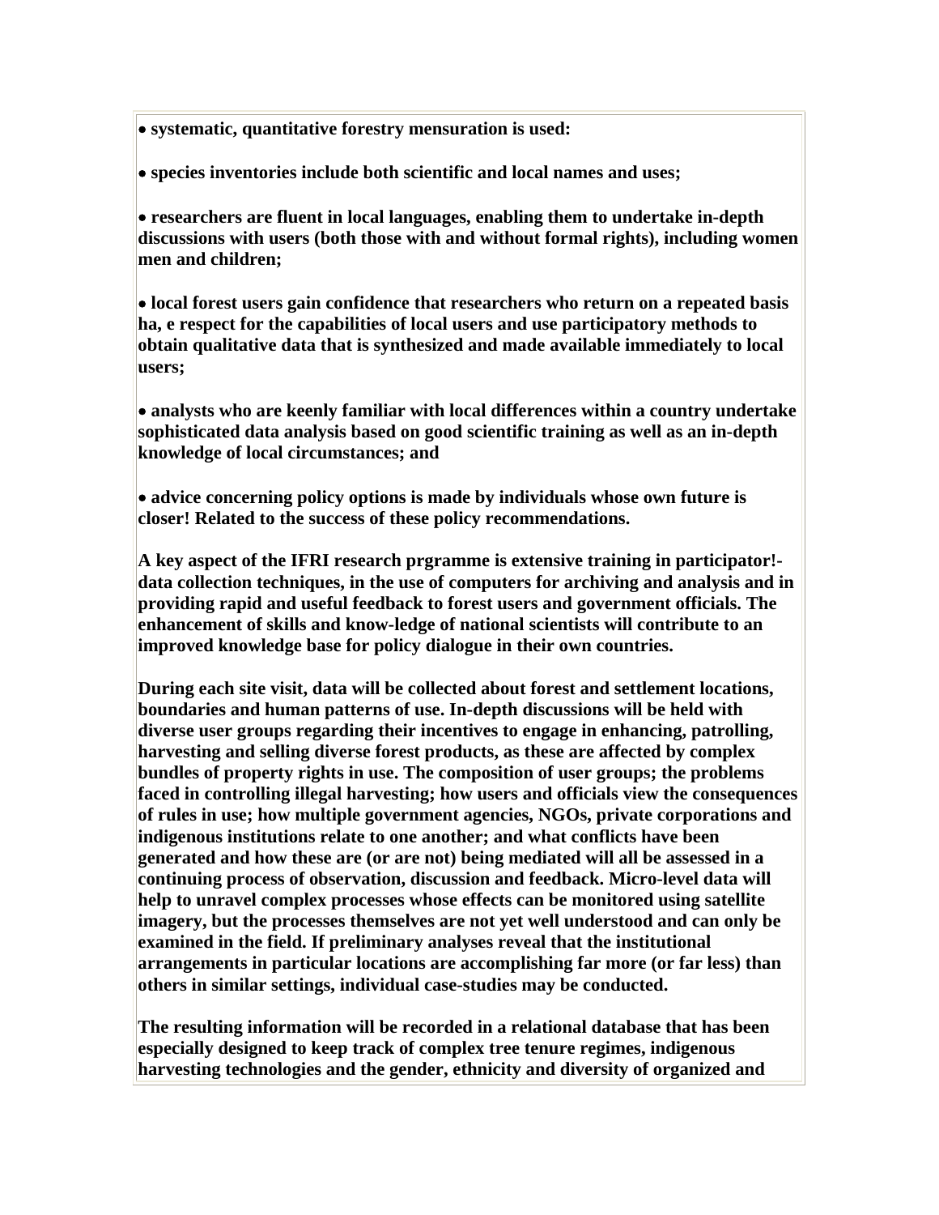- **systematic, quantitative forestry mensuration is used:**

- **species inventories include both scientific and local names and uses;**

- **researchers are fluent in local languages, enabling them to undertake in-depth discussions with users (both those with and without formal rights), including women men and children;**

- **local forest users gain confidence that researchers who return on a repeated basis ha, e respect for the capabilities of local users and use participatory methods to obtain qualitative data that is synthesized and made available immediately to local users;**

- **analysts who are keenly familiar with local differences within a country undertake sophisticated data analysis based on good scientific training as well as an in-depth knowledge of local circumstances; and**

- **advice concerning policy options is made by individuals whose own future is closer! Related to the success of these policy recommendations.**

**A key aspect of the IFRI research prgramme is extensive training in participator!-data collection techniques, in the use of computers for archiving and analysis and in providing rapid and useful feedback to forest users and government officials. The enhancement of skills and know-ledge of national scientists will contribute to an improved knowledge base for policy dialogue in their own countries.**

**During each site visit, data will be collected about forest and settlement locations, boundaries and human patterns of use. In-depth discussions will be held with diverse user groups regarding their incentives to engage in enhancing, patrolling, harvesting and selling diverse forest products, as these are affected by complex bundles of property rights in use. The composition of user groups; the problems faced in controlling illegal harvesting; how users and officials view the consequences of rules in use; how multiple government agencies, NGOs, private corporations and indigenous institutions relate to one another; and what conflicts have been generated and how these are (or are not) being mediated will all be assessed in a continuing process of observation, discussion and feedback. Micro-level data will help to unravel complex processes whose effects can be monitored using satellite imagery, but the processes themselves are not yet well understood and can only be examined in the field. If preliminary analyses reveal that the institutional arrangements in particular locations are accomplishing far more (or far less) than others in similar settings, individual case-studies may be conducted.**

**The resulting information will be recorded in a relational database that has been especially designed to keep track of complex tree tenure regimes, indigenous harvesting technologies and the gender, ethnicity and diversity of organized and**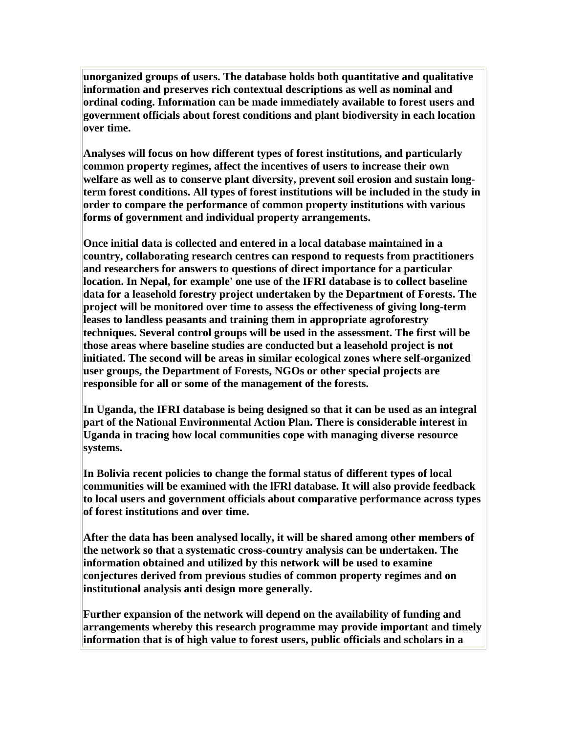unorganized groups of users. The database holds both quantitative and qualitative information and preserves rich contextual descriptions as well as nominal and ordinal coding. Information can be made immediately available to forest users and government officials about forest conditions and plant biodiversity in each location over time.

Analyses will focus on how different types of forest institutions, and particularly common property regimes, affect the incentives of users to increase their own welfare as well as to conserve plant diversity, prevent soil erosion and sustain long-term forest conditions. All types of forest institutions will be included in the study in order to compare the performance of common property institutions with various forms of government and individual property arrangements.

Once initial data is collected and entered in a local database maintained in a country, collaborating research centres can respond to requests from practitioners and researchers for answers to questions of direct importance for a particular location. In Nepal, for example' one use of the IFRI database is to collect baseline data for a leasehold forestry project undertaken by the Department of Forests. The project will be monitored over time to assess the effectiveness of giving long-term leases to landless peasants and training them in appropriate agroforestry techniques. Several control groups will be used in the assessment. The first will be those areas where baseline studies are conducted but a leasehold project is not initiated. The second will be areas in similar ecological zones where self-organized user groups, the Department of Forests, NGOs or other special projects are responsible for all or some of the management of the forests.

In Uganda, the IFRI database is being designed so that it can be used as an integral part of the National Environmental Action Plan. There is considerable interest in Uganda in tracing how local communities cope with managing diverse resource systems.

In Bolivia recent policies to change the formal status of different types of local communities will be examined with the lFRl database. It will also provide feedback to local users and government officials about comparative performance across types of forest institutions and over time.

After the data has been analysed locally, it will be shared among other members of the network so that a systematic cross-country analysis can be undertaken. The information obtained and utilized by this network will be used to examine conjectures derived from previous studies of common property regimes and on institutional analysis anti design more generally.

Further expansion of the network will depend on the availability of funding and arrangements whereby this research programme may provide important and timely information that is of high value to forest users, public officials and scholars in a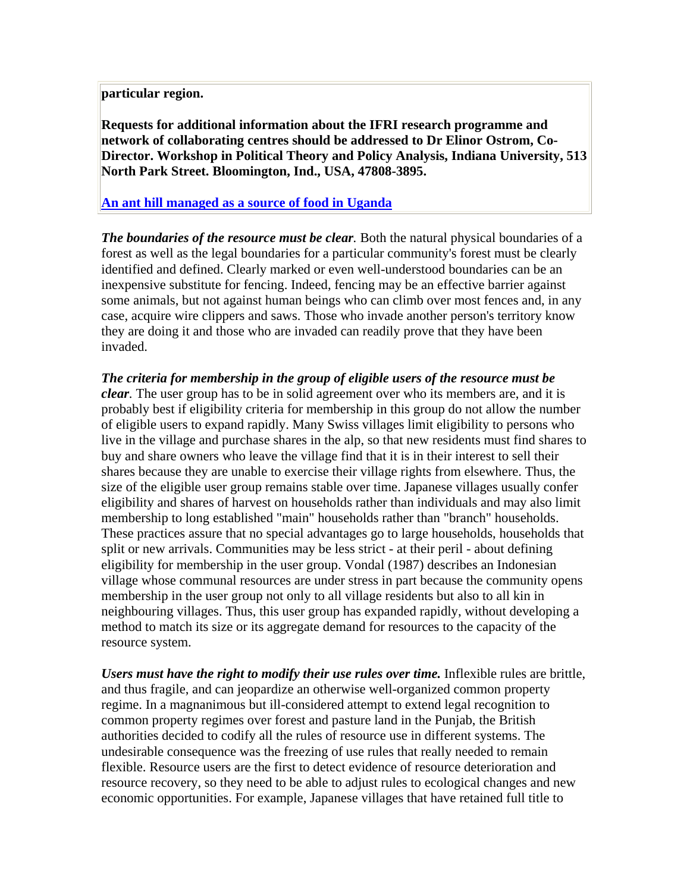**particular region.**

**Requests for additional information about the IFRI research programme and network of collaborating centres should be addressed to Dr Elinor Ostrom, Co-Director. Workshop in Political Theory and Policy Analysis, Indiana University, 513 North Park Street. Bloomington, Ind., USA, 47808-3895.**

**An ant hill managed as a source of food in Uganda**

***The boundaries of the resource must be clear.*** Both the natural physical boundaries of a forest as well as the legal boundaries for a particular community's forest must be clearly identified and defined. Clearly marked or even well-understood boundaries can be an inexpensive substitute for fencing. Indeed, fencing may be an effective barrier against some animals, but not against human beings who can climb over most fences and, in any case, acquire wire clippers and saws. Those who invade another person's territory know they are doing it and those who are invaded can readily prove that they have been invaded.

***The criteria for membership in the group of eligible users of the resource must be clear.*** The user group has to be in solid agreement over who its members are, and it is probably best if eligibility criteria for membership in this group do not allow the number of eligible users to expand rapidly. Many Swiss villages limit eligibility to persons who live in the village and purchase shares in the alp, so that new residents must find shares to buy and share owners who leave the village find that it is in their interest to sell their shares because they are unable to exercise their village rights from elsewhere. Thus, the size of the eligible user group remains stable over time. Japanese villages usually confer eligibility and shares of harvest on households rather than individuals and may also limit membership to long established "main" households rather than "branch" households. These practices assure that no special advantages go to large households, households that split or new arrivals. Communities may be less strict - at their peril - about defining eligibility for membership in the user group. Vondal (1987) describes an Indonesian village whose communal resources are under stress in part because the community opens membership in the user group not only to all village residents but also to all kin in neighbouring villages. Thus, this user group has expanded rapidly, without developing a method to match its size or its aggregate demand for resources to the capacity of the resource system.

***Users must have the right to modify their use rules over time.*** Inflexible rules are brittle, and thus fragile, and can jeopardize an otherwise well-organized common property regime. In a magnanimous but ill-considered attempt to extend legal recognition to common property regimes over forest and pasture land in the Punjab, the British authorities decided to codify all the rules of resource use in different systems. The undesirable consequence was the freezing of use rules that really needed to remain flexible. Resource users are the first to detect evidence of resource deterioration and resource recovery, so they need to be able to adjust rules to ecological changes and new economic opportunities. For example, Japanese villages that have retained full title to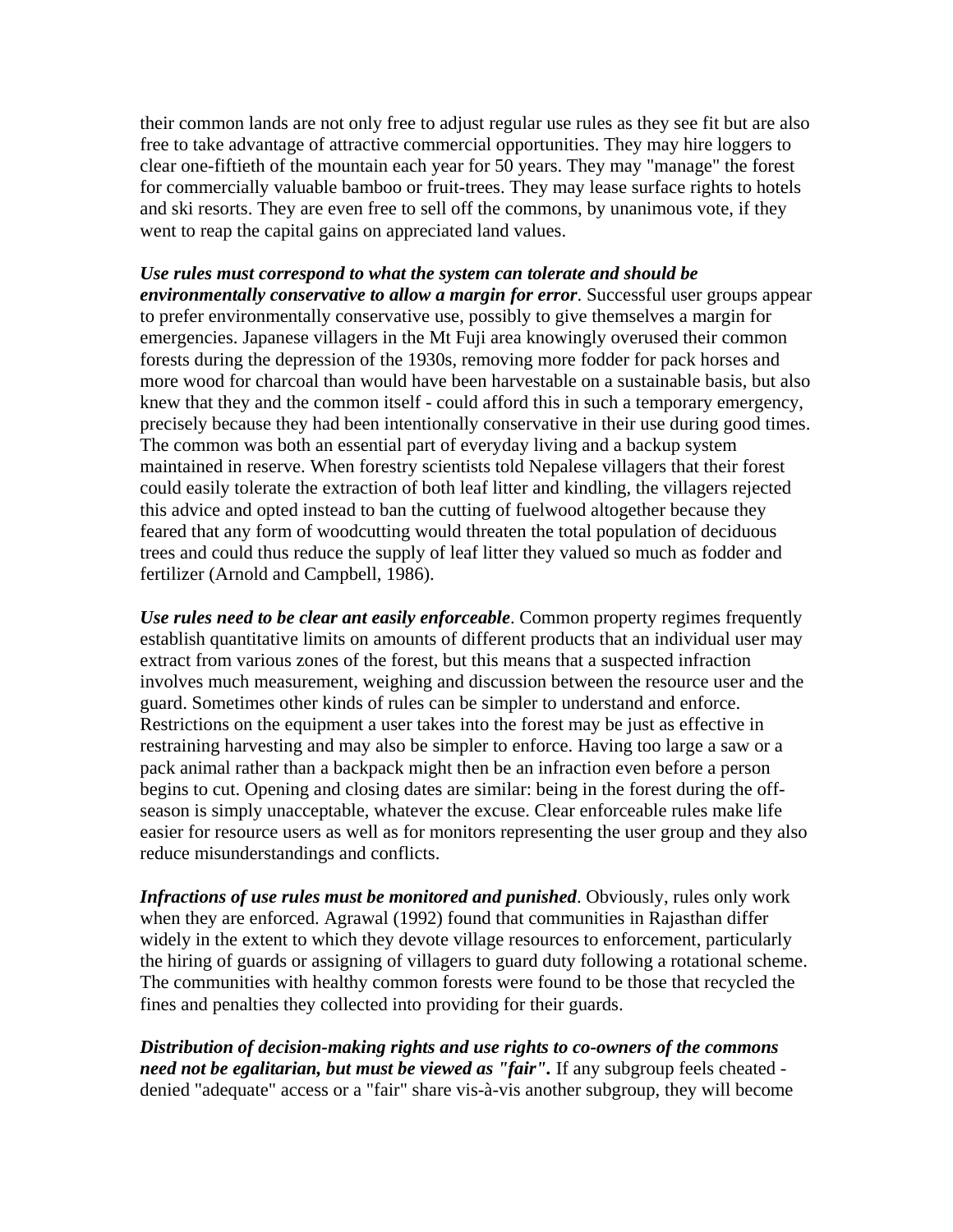their common lands are not only free to adjust regular use rules as they see fit but are also free to take advantage of attractive commercial opportunities. They may hire loggers to clear one-fiftieth of the mountain each year for 50 years. They may "manage" the forest for commercially valuable bamboo or fruit-trees. They may lease surface rights to hotels and ski resorts. They are even free to sell off the commons, by unanimous vote, if they went to reap the capital gains on appreciated land values.

***Use rules must correspond to what the system can tolerate and should be environmentally conservative to allow a margin for error***. Successful user groups appear to prefer environmentally conservative use, possibly to give themselves a margin for emergencies. Japanese villagers in the Mt Fuji area knowingly overused their common forests during the depression of the 1930s, removing more fodder for pack horses and more wood for charcoal than would have been harvestable on a sustainable basis, but also knew that they and the common itself - could afford this in such a temporary emergency, precisely because they had been intentionally conservative in their use during good times. The common was both an essential part of everyday living and a backup system maintained in reserve. When forestry scientists told Nepalese villagers that their forest could easily tolerate the extraction of both leaf litter and kindling, the villagers rejected this advice and opted instead to ban the cutting of fuelwood altogether because they feared that any form of woodcutting would threaten the total population of deciduous trees and could thus reduce the supply of leaf litter they valued so much as fodder and fertilizer (Arnold and Campbell, 1986).

***Use rules need to be clear ant easily enforceable***. Common property regimes frequently establish quantitative limits on amounts of different products that an individual user may extract from various zones of the forest, but this means that a suspected infraction involves much measurement, weighing and discussion between the resource user and the guard. Sometimes other kinds of rules can be simpler to understand and enforce. Restrictions on the equipment a user takes into the forest may be just as effective in restraining harvesting and may also be simpler to enforce. Having too large a saw or a pack animal rather than a backpack might then be an infraction even before a person begins to cut. Opening and closing dates are similar: being in the forest during the off-season is simply unacceptable, whatever the excuse. Clear enforceable rules make life easier for resource users as well as for monitors representing the user group and they also reduce misunderstandings and conflicts.

***Infractions of use rules must be monitored and punished***. Obviously, rules only work when they are enforced. Agrawal (1992) found that communities in Rajasthan differ widely in the extent to which they devote village resources to enforcement, particularly the hiring of guards or assigning of villagers to guard duty following a rotational scheme. The communities with healthy common forests were found to be those that recycled the fines and penalties they collected into providing for their guards.

***Distribution of decision-making rights and use rights to co-owners of the commons need not be egalitarian, but must be viewed as "fair".*** If any subgroup feels cheated - denied "adequate" access or a "fair" share vis-à-vis another subgroup, they will become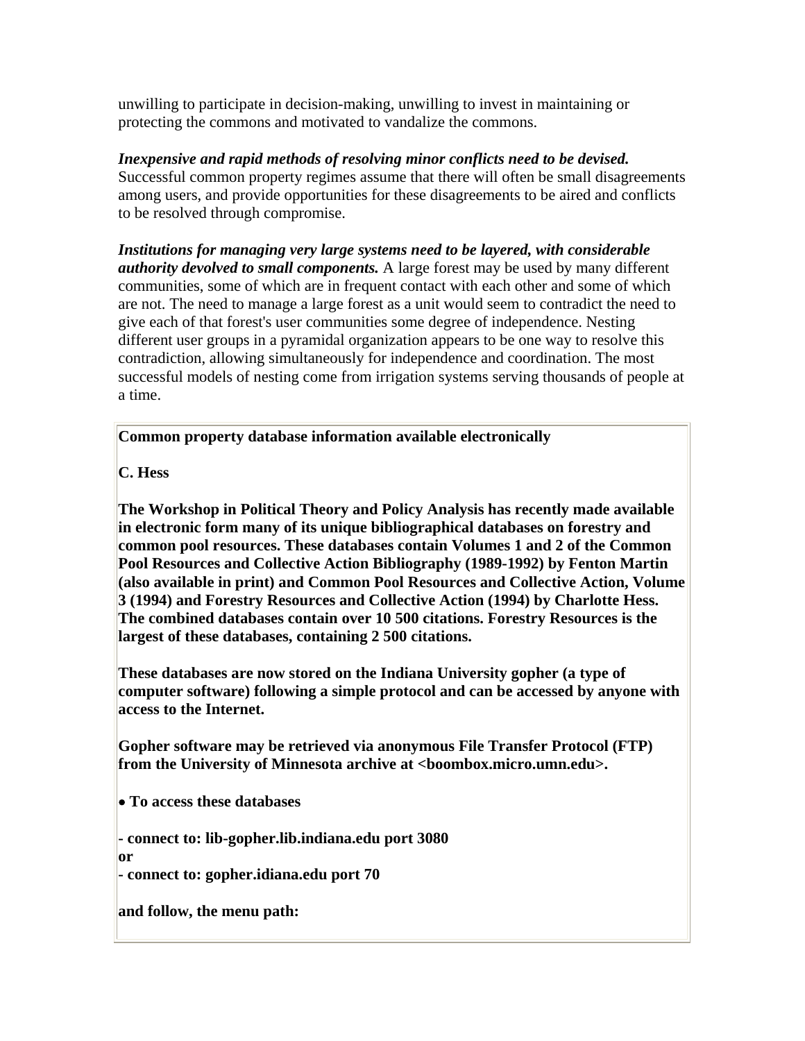unwilling to participate in decision-making, unwilling to invest in maintaining or protecting the commons and motivated to vandalize the commons.

***Inexpensive and rapid methods of resolving minor conflicts need to be devised.*** Successful common property regimes assume that there will often be small disagreements among users, and provide opportunities for these disagreements to be aired and conflicts to be resolved through compromise.

***Institutions for managing very large systems need to be layered, with considerable authority devolved to small components.*** A large forest may be used by many different communities, some of which are in frequent contact with each other and some of which are not. The need to manage a large forest as a unit would seem to contradict the need to give each of that forest's user communities some degree of independence. Nesting different user groups in a pyramidal organization appears to be one way to resolve this contradiction, allowing simultaneously for independence and coordination. The most successful models of nesting come from irrigation systems serving thousands of people at a time.

**Common property database information available electronically**

**C. Hess**

**The Workshop in Political Theory and Policy Analysis has recently made available in electronic form many of its unique bibliographical databases on forestry and common pool resources. These databases contain Volumes 1 and 2 of the Common Pool Resources and Collective Action Bibliography (1989-1992) by Fenton Martin (also available in print) and Common Pool Resources and Collective Action, Volume 3 (1994) and Forestry Resources and Collective Action (1994) by Charlotte Hess. The combined databases contain over 10 500 citations. Forestry Resources is the largest of these databases, containing 2 500 citations.**

**These databases are now stored on the Indiana University gopher (a type of computer software) following a simple protocol and can be accessed by anyone with access to the Internet.**

**Gopher software may be retrieved via anonymous File Transfer Protocol (FTP) from the University of Minnesota archive at <boombox.micro.umn.edu>.**

- **To access these databases**

**- connect to: lib-gopher.lib.indiana.edu port 3080**
**or**
**- connect to: gopher.idiana.edu port 70**

**and follow, the menu path:**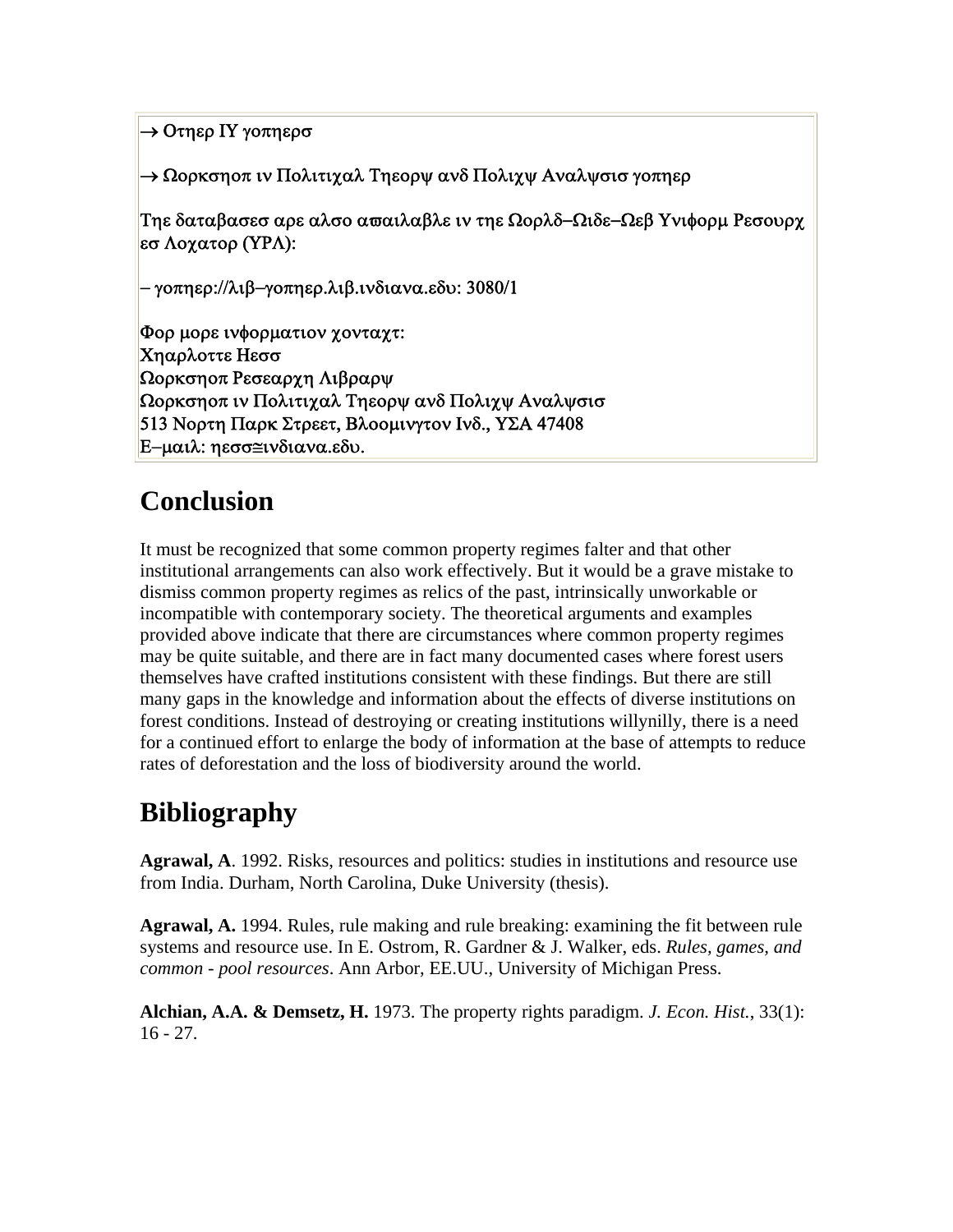→ Οτηερ ΙΥ γοπηερσ

→ Ωορκσηοπ ιν Πολιτιχαλ Τηεορψ ανδ Πολιχψ Αναλψσισ γοπηερ

Τηε δαταβασεσ αρε αλσο αϖαιλαβλε ιν τηε Ωορλδ–Ωιδε–Ωεβ Υνιφορμ Ρεσουρχ εσ Λοχατορ (ΥΡΛ):

– γοπηερ://λιβ–γοπηερ.λιβ.ινδιανα.εδυ: 3080/1

Φορ μορε ινφορματιον χονταχτ:
Χηαρλοττε Ηεσσ
Ωορκσηοπ Ρεσεαρχη Λιβραρψ
Ωορκσηοπ ιν Πολιτιχαλ Τηεορψ ανδ Πολιχψ Αναλψσισ
513 Νορτη Παρκ Στρεετ, Βλοομινγτον Ινδ., ΥΣΑ 47408
Ε–μαιλ: ηεσσ≅ινδιανα.εδυ.

## Conclusion

It must be recognized that some common property regimes falter and that other institutional arrangements can also work effectively. But it would be a grave mistake to dismiss common property regimes as relics of the past, intrinsically unworkable or incompatible with contemporary society. The theoretical arguments and examples provided above indicate that there are circumstances where common property regimes may be quite suitable, and there are in fact many documented cases where forest users themselves have crafted institutions consistent with these findings. But there are still many gaps in the knowledge and information about the effects of diverse institutions on forest conditions. Instead of destroying or creating institutions willynilly, there is a need for a continued effort to enlarge the body of information at the base of attempts to reduce rates of deforestation and the loss of biodiversity around the world.

## Bibliography

**Agrawal, A**. 1992. Risks, resources and politics: studies in institutions and resource use from India. Durham, North Carolina, Duke University (thesis).

**Agrawal, A.** 1994. Rules, rule making and rule breaking: examining the fit between rule systems and resource use. In E. Ostrom, R. Gardner & J. Walker, eds. *Rules, games, and common - pool resources*. Ann Arbor, EE.UU., University of Michigan Press.

**Alchian, A.A. & Demsetz, H.** 1973. The property rights paradigm. *J. Econ. Hist.*, 33(1): 16 - 27.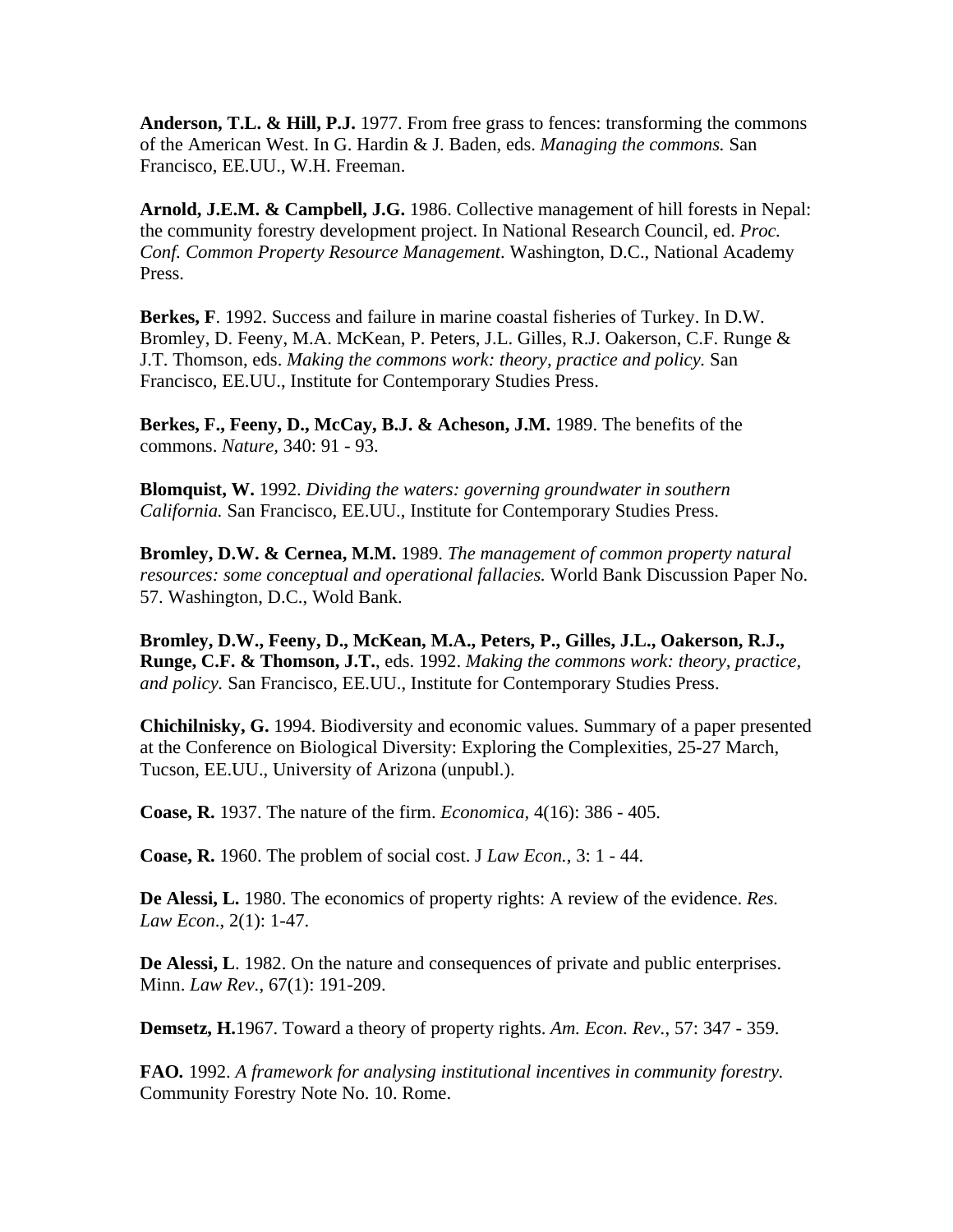**Anderson, T.L. & Hill, P.J.** 1977. From free grass to fences: transforming the commons of the American West. In G. Hardin & J. Baden, eds. *Managing the commons.* San Francisco, EE.UU., W.H. Freeman.

**Arnold, J.E.M. & Campbell, J.G.** 1986. Collective management of hill forests in Nepal: the community forestry development project. In National Research Council, ed. *Proc. Conf. Common Property Resource Management*. Washington, D.C., National Academy Press.

**Berkes, F**. 1992. Success and failure in marine coastal fisheries of Turkey. In D.W. Bromley, D. Feeny, M.A. McKean, P. Peters, J.L. Gilles, R.J. Oakerson, C.F. Runge & J.T. Thomson, eds. *Making the commons work: theory, practice and policy.* San Francisco, EE.UU., Institute for Contemporary Studies Press.

**Berkes, F., Feeny, D., McCay, B.J. & Acheson, J.M.** 1989. The benefits of the commons. *Nature,* 340: 91 - 93.

**Blomquist, W.** 1992. *Dividing the waters: governing groundwater in southern California.* San Francisco, EE.UU., Institute for Contemporary Studies Press.

**Bromley, D.W. & Cernea, M.M.** 1989. *The management of common property natural resources: some conceptual and operational fallacies.* World Bank Discussion Paper No. 57. Washington, D.C., Wold Bank.

**Bromley, D.W., Feeny, D., McKean, M.A., Peters, P., Gilles, J.L., Oakerson, R.J., Runge, C.F. & Thomson, J.T.**, eds. 1992. *Making the commons work: theory, practice, and policy.* San Francisco, EE.UU., Institute for Contemporary Studies Press.

**Chichilnisky, G.** 1994. Biodiversity and economic values. Summary of a paper presented at the Conference on Biological Diversity: Exploring the Complexities, 25-27 March, Tucson, EE.UU., University of Arizona (unpubl.).

**Coase, R.** 1937. The nature of the firm. *Economica*, 4(16): 386 - 405.

**Coase, R.** 1960. The problem of social cost. J *Law Econ.*, 3: 1 - 44.

**De Alessi, L.** 1980. The economics of property rights: A review of the evidence. *Res. Law Econ*., 2(1): 1-47.

**De Alessi, L**. 1982. On the nature and consequences of private and public enterprises. Minn. *Law Rev.*, 67(1): 191-209.

**Demsetz, H.**1967. Toward a theory of property rights. *Am. Econ. Rev.*, 57: 347 - 359.

**FAO.** 1992. *A framework for analysing institutional incentives in community forestry.* Community Forestry Note No. 10. Rome.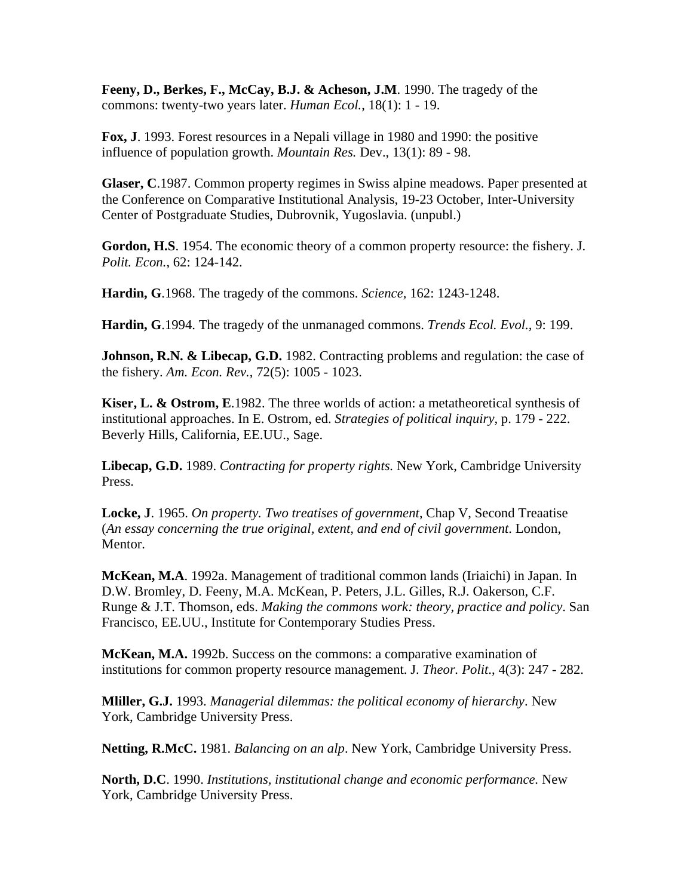**Feeny, D., Berkes, F., McCay, B.J. & Acheson, J.M**. 1990. The tragedy of the commons: twenty-two years later. *Human Ecol.,* 18(1): 1 - 19.

**Fox, J**. 1993. Forest resources in a Nepali village in 1980 and 1990: the positive influence of population growth. *Mountain Res.* Dev., 13(1): 89 - 98.

**Glaser, C**.1987. Common property regimes in Swiss alpine meadows. Paper presented at the Conference on Comparative Institutional Analysis, 19-23 October, Inter-University Center of Postgraduate Studies, Dubrovnik, Yugoslavia. (unpubl.)

**Gordon, H.S**. 1954. The economic theory of a common property resource: the fishery. J. *Polit. Econ.,* 62: 124-142.

**Hardin, G**.1968. The tragedy of the commons. *Science,* 162: 1243-1248.

**Hardin, G**.1994. The tragedy of the unmanaged commons. *Trends Ecol. Evol.,* 9: 199.

**Johnson, R.N. & Libecap, G.D.** 1982. Contracting problems and regulation: the case of the fishery. *Am. Econ. Rev.,* 72(5): 1005 - 1023.

**Kiser, L. & Ostrom, E**.1982. The three worlds of action: a metatheoretical synthesis of institutional approaches. In E. Ostrom, ed. *Strategies of political inquiry*, p. 179 - 222. Beverly Hills, California, EE.UU., Sage.

**Libecap, G.D.** 1989. *Contracting for property rights.* New York, Cambridge University Press.

**Locke, J**. 1965. *On property. Two treatises of government*, Chap V, Second Treaatise (*An essay concerning the true original, extent, and end of civil government*. London, Mentor.

**McKean, M.A**. 1992a. Management of traditional common lands (Iriaichi) in Japan. In D.W. Bromley, D. Feeny, M.A. McKean, P. Peters, J.L. Gilles, R.J. Oakerson, C.F. Runge & J.T. Thomson, eds. *Making the commons work: theory, practice and policy*. San Francisco, EE.UU., Institute for Contemporary Studies Press.

**McKean, M.A.** 1992b. Success on the commons: a comparative examination of institutions for common property resource management. J. *Theor. Polit.,* 4(3): 247 - 282.

**Mliller, G.J.** 1993. *Managerial dilemmas: the political economy of hierarchy*. New York, Cambridge University Press.

**Netting, R.McC.** 1981. *Balancing on an alp*. New York, Cambridge University Press.

**North, D.C**. 1990. *Institutions, institutional change and economic performance.* New York, Cambridge University Press.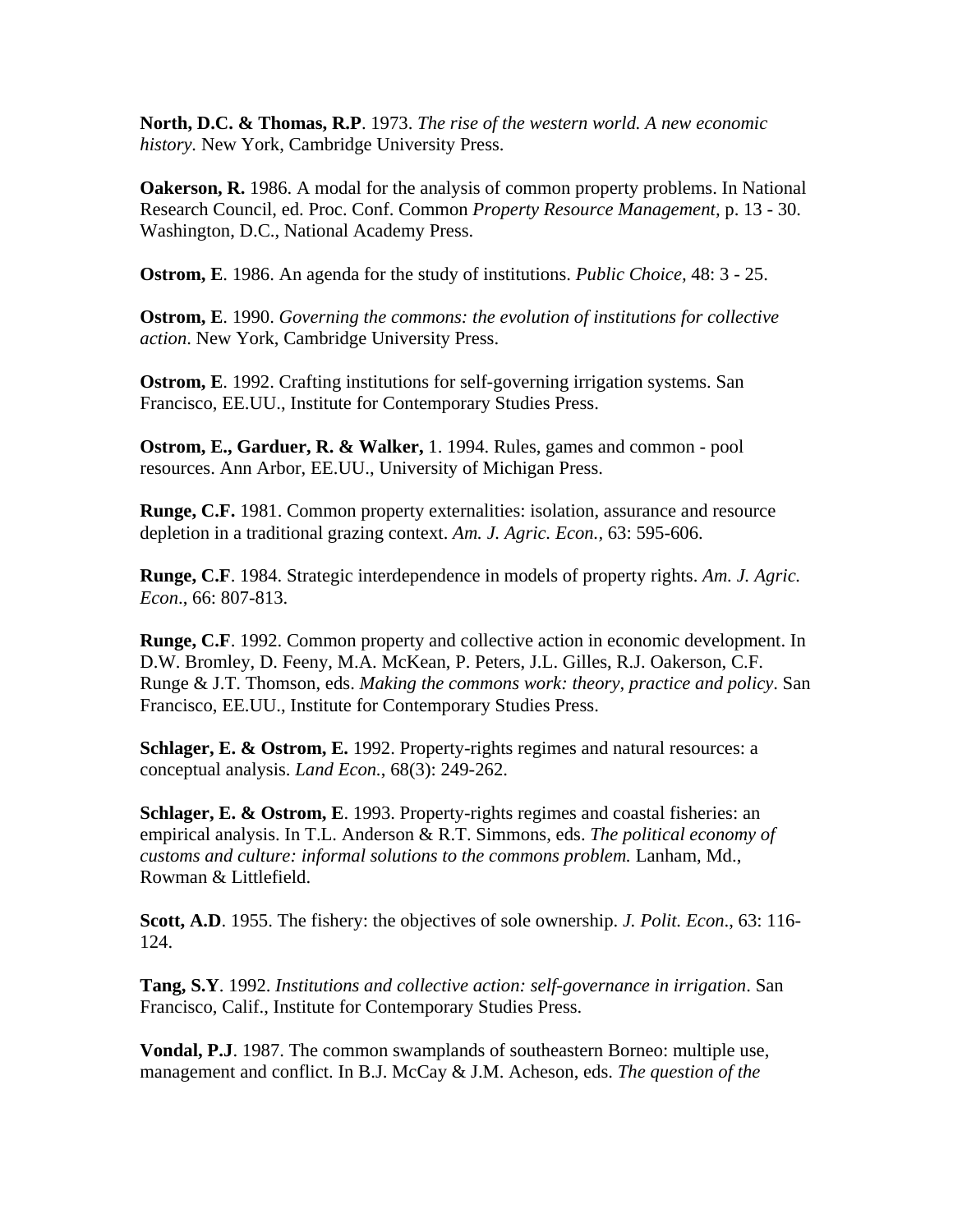**North, D.C. & Thomas, R.P**. 1973. *The rise of the western world. A new economic history.* New York, Cambridge University Press.

**Oakerson, R.** 1986. A modal for the analysis of common property problems. In National Research Council, ed. Proc. Conf. Common *Property Resource Management*, p. 13 - 30. Washington, D.C., National Academy Press.

**Ostrom, E**. 1986. An agenda for the study of institutions. *Public Choice,* 48: 3 - 25.

**Ostrom, E**. 1990. *Governing the commons: the evolution of institutions for collective action*. New York, Cambridge University Press.

**Ostrom, E**. 1992. Crafting institutions for self-governing irrigation systems. San Francisco, EE.UU., Institute for Contemporary Studies Press.

**Ostrom, E., Garduer, R. & Walker,** 1. 1994. Rules, games and common - pool resources. Ann Arbor, EE.UU., University of Michigan Press.

**Runge, C.F.** 1981. Common property externalities: isolation, assurance and resource depletion in a traditional grazing context. *Am. J. Agric. Econ.*, 63: 595-606.

**Runge, C.F**. 1984. Strategic interdependence in models of property rights. *Am. J. Agric. Econ*., 66: 807-813.

**Runge, C.F**. 1992. Common property and collective action in economic development. In D.W. Bromley, D. Feeny, M.A. McKean, P. Peters, J.L. Gilles, R.J. Oakerson, C.F. Runge & J.T. Thomson, eds. *Making the commons work: theory, practice and policy*. San Francisco, EE.UU., Institute for Contemporary Studies Press.

**Schlager, E. & Ostrom, E.** 1992. Property-rights regimes and natural resources: a conceptual analysis. *Land Econ.*, 68(3): 249-262.

**Schlager, E. & Ostrom, E**. 1993. Property-rights regimes and coastal fisheries: an empirical analysis. In T.L. Anderson & R.T. Simmons, eds. *The political economy of customs and culture: informal solutions to the commons problem.* Lanham, Md., Rowman & Littlefield.

**Scott, A.D**. 1955. The fishery: the objectives of sole ownership. *J. Polit. Econ*., 63: 116-124.

**Tang, S.Y**. 1992. *Institutions and collective action: self-governance in irrigation*. San Francisco, Calif., Institute for Contemporary Studies Press.

**Vondal, P.J**. 1987. The common swamplands of southeastern Borneo: multiple use, management and conflict. In B.J. McCay & J.M. Acheson, eds. *The question of the*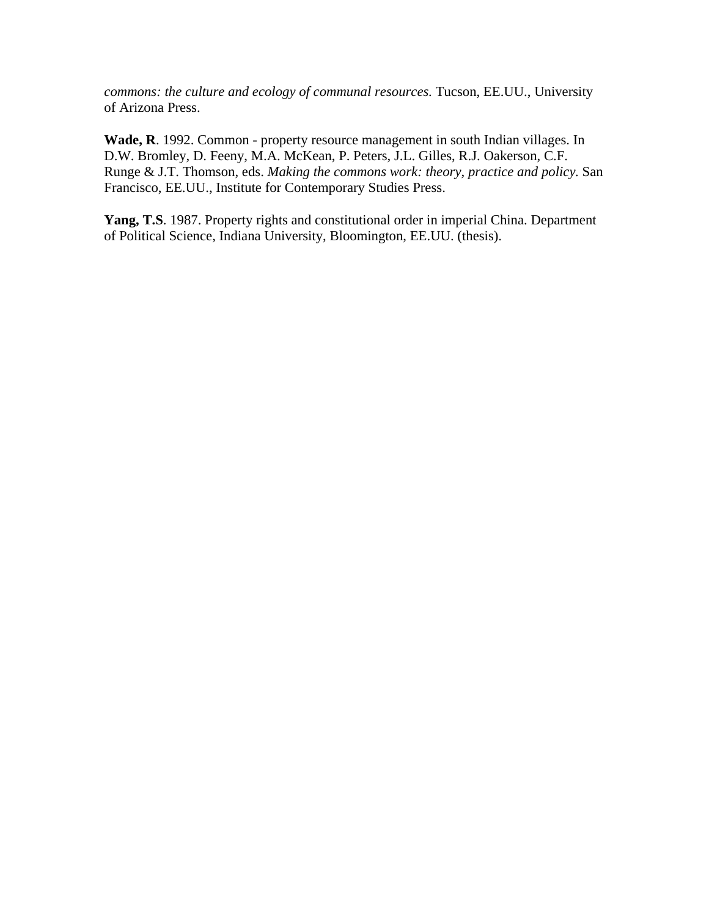*commons: the culture and ecology of communal resources.* Tucson, EE.UU., University of Arizona Press.

**Wade, R**. 1992. Common - property resource management in south Indian villages. In D.W. Bromley, D. Feeny, M.A. McKean, P. Peters, J.L. Gilles, R.J. Oakerson, C.F. Runge & J.T. Thomson, eds. *Making the commons work: theory, practice and policy.* San Francisco, EE.UU., Institute for Contemporary Studies Press.

**Yang, T.S**. 1987. Property rights and constitutional order in imperial China. Department of Political Science, Indiana University, Bloomington, EE.UU. (thesis).